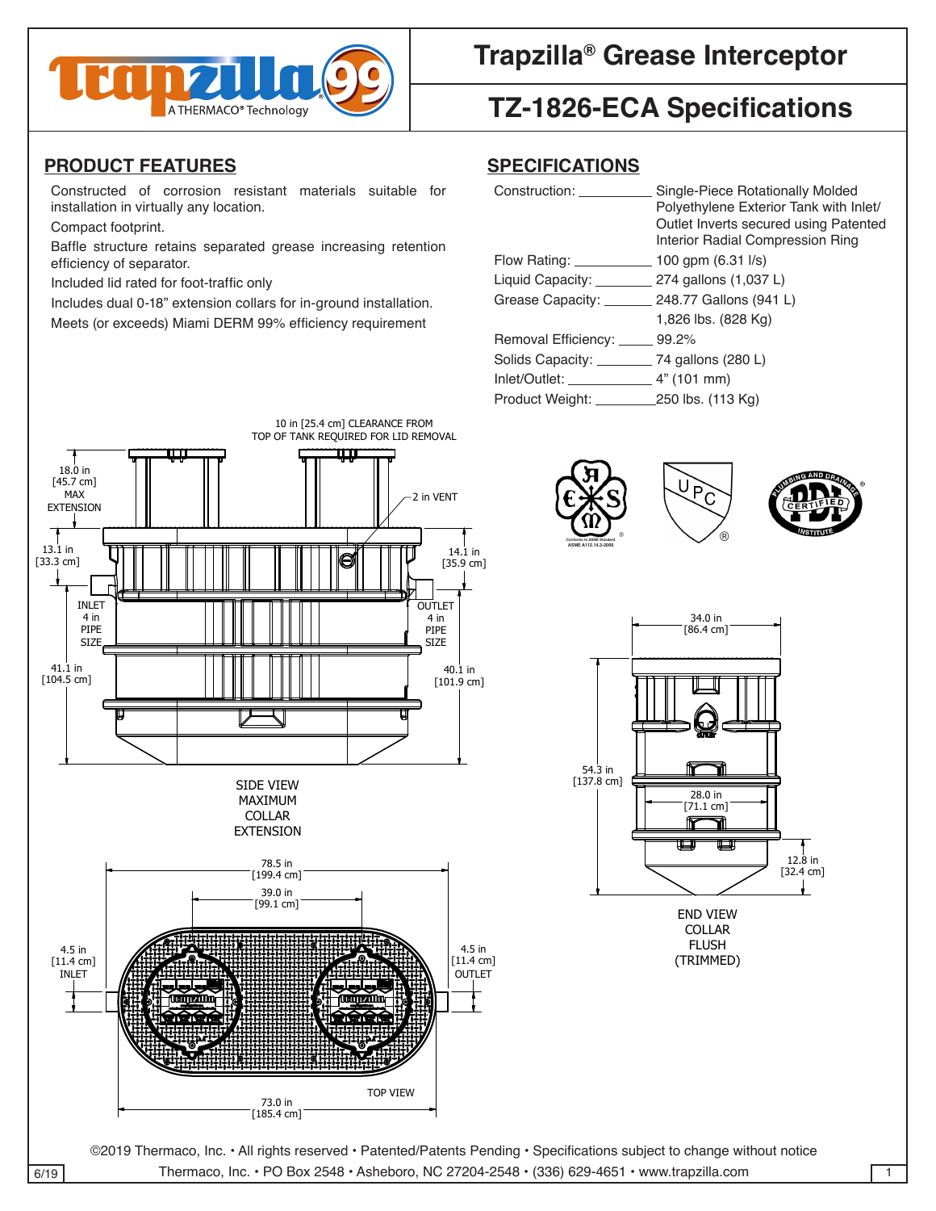# Trapzilla® Grease Interceptor

## TZ-1826-ECA Specifications

### PRODUCT FEATURES

- Constructed of corrosion resistant materials suitable for installation in virtually any location.
- Compact footprint.
- Baffle structure retains separated grease increasing retention efficiency of separator.
- Included lid rated for foot-traffic only
- Includes dual 0-18" extension collars for in-ground installation.
- Meets (or exceeds) Miami DERM 99% efficiency requirement

### SPECIFICATIONS

| | |
|---|---|
| Construction: | Single-Piece Rotationally Molded Polyethylene Exterior Tank with Inlet/ Outlet Inverts secured using Patented Interior Radial Compression Ring |
| Flow Rating: | 100 gpm (6.31 l/s) |
| Liquid Capacity: | 274 gallons (1,037 L) |
| Grease Capacity: | 248.77 Gallons (941 L) 1,826 lbs. (828 Kg) |
| Removal Efficiency: | 99.2% |
| Solids Capacity: | 74 gallons (280 L) |
| Inlet/Outlet: | 4" (101 mm) |
| Product Weight: | 250 lbs. (113 Kg) |

10 in [25.4 cm] CLEARANCE FROM TOP OF TANK REQUIRED FOR LID REMOVAL

18.0 in [45.7 cm] MAX EXTENSION

2 in VENT

13.1 in [33.3 cm]

14.1 in [35.9 cm]

INLET 4 in PIPE SIZE

OUTLET 4 in PIPE SIZE

41.1 in [104.5 cm]

40.1 in [101.9 cm]

SIDE VIEW MAXIMUM COLLAR EXTENSION

34.0 in [86.4 cm]

54.3 in [137.8 cm]

28.0 in [71.1 cm]

12.8 in [32.4 cm]

END VIEW COLLAR FLUSH (TRIMMED)

78.5 in [199.4 cm]

39.0 in [99.1 cm]

4.5 in [11.4 cm] INLET

4.5 in [11.4 cm] OUTLET

73.0 in [185.4 cm]

TOP VIEW

©2019 Thermaco, Inc. • All rights reserved • Patented/Patents Pending • Specifications subject to change without notice

Thermaco, Inc. • PO Box 2548 • Asheboro, NC 27204-2548 • (336) 629-4651 • www.trapzilla.com

6/19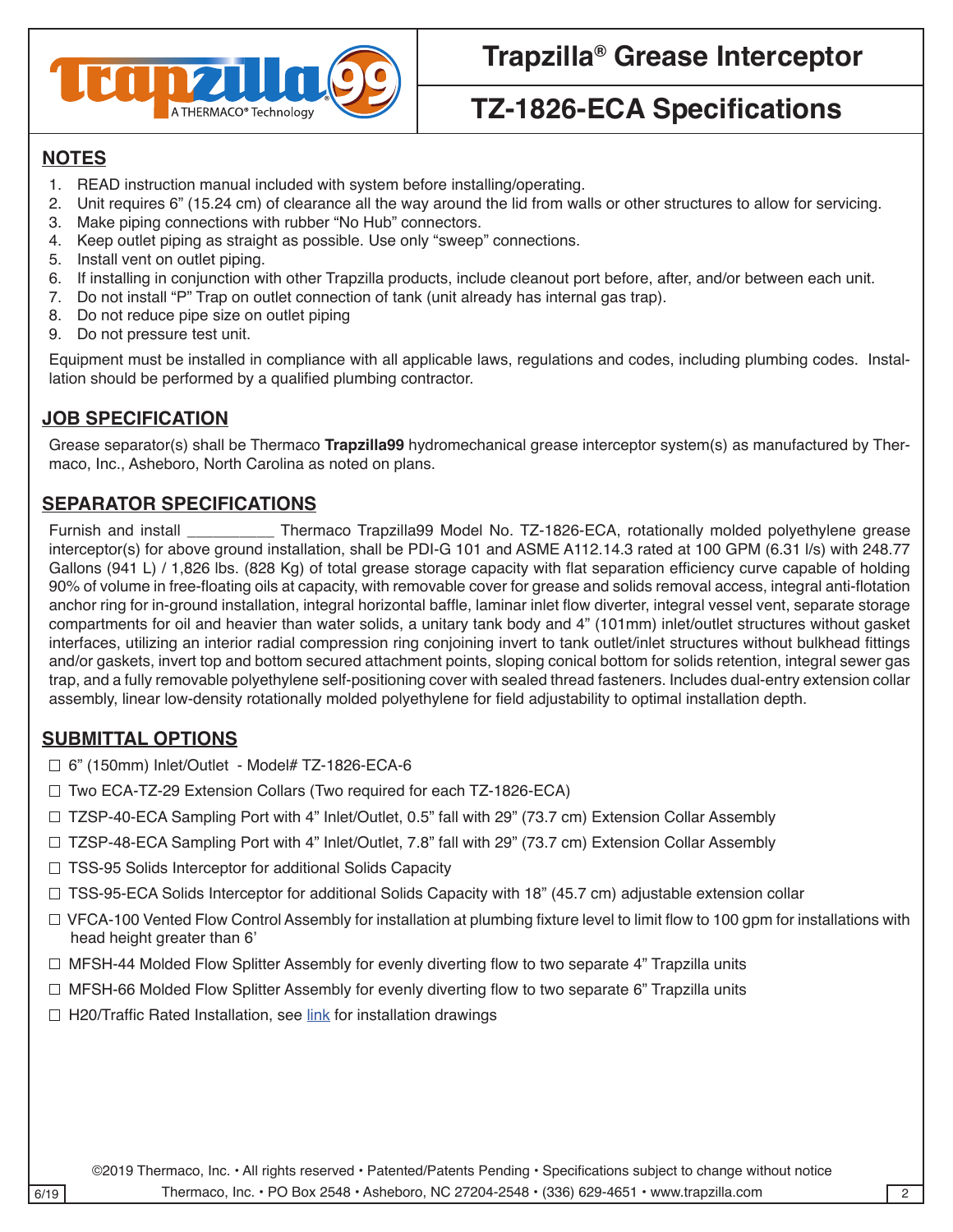Trapzilla® Grease Interceptor

# TZ-1826-ECA Specifications

## NOTES

1. READ instruction manual included with system before installing/operating.
2. Unit requires 6" (15.24 cm) of clearance all the way around the lid from walls or other structures to allow for servicing.
3. Make piping connections with rubber "No Hub" connectors.
4. Keep outlet piping as straight as possible. Use only "sweep" connections.
5. Install vent on outlet piping.
6. If installing in conjunction with other Trapzilla products, include cleanout port before, after, and/or between each unit.
7. Do not install "P" Trap on outlet connection of tank (unit already has internal gas trap).
8. Do not reduce pipe size on outlet piping
9. Do not pressure test unit.

Equipment must be installed in compliance with all applicable laws, regulations and codes, including plumbing codes. Installation should be performed by a qualified plumbing contractor.

## JOB SPECIFICATION

Grease separator(s) shall be Thermaco **Trapzilla99** hydromechanical grease interceptor system(s) as manufactured by Thermaco, Inc., Asheboro, North Carolina as noted on plans.

## SEPARATOR SPECIFICATIONS

Furnish and install __________ Thermaco Trapzilla99 Model No. TZ-1826-ECA, rotationally molded polyethylene grease interceptor(s) for above ground installation, shall be PDI-G 101 and ASME A112.14.3 rated at 100 GPM (6.31 l/s) with 248.77 Gallons (941 L) / 1,826 lbs. (828 Kg) of total grease storage capacity with flat separation efficiency curve capable of holding 90% of volume in free-floating oils at capacity, with removable cover for grease and solids removal access, integral anti-flotation anchor ring for in-ground installation, integral horizontal baffle, laminar inlet flow diverter, integral vessel vent, separate storage compartments for oil and heavier than water solids, a unitary tank body and 4" (101mm) inlet/outlet structures without gasket interfaces, utilizing an interior radial compression ring conjoining invert to tank outlet/inlet structures without bulkhead fittings and/or gaskets, invert top and bottom secured attachment points, sloping conical bottom for solids retention, integral sewer gas trap, and a fully removable polyethylene self-positioning cover with sealed thread fasteners. Includes dual-entry extension collar assembly, linear low-density rotationally molded polyethylene for field adjustability to optimal installation depth.

## SUBMITTAL OPTIONS

- ☐ 6" (150mm) Inlet/Outlet - Model# TZ-1826-ECA-6
- ☐ Two ECA-TZ-29 Extension Collars (Two required for each TZ-1826-ECA)
- ☐ TZSP-40-ECA Sampling Port with 4" Inlet/Outlet, 0.5" fall with 29" (73.7 cm) Extension Collar Assembly
- ☐ TZSP-48-ECA Sampling Port with 4" Inlet/Outlet, 7.8" fall with 29" (73.7 cm) Extension Collar Assembly
- ☐ TSS-95 Solids Interceptor for additional Solids Capacity
- ☐ TSS-95-ECA Solids Interceptor for additional Solids Capacity with 18" (45.7 cm) adjustable extension collar
- ☐ VFCA-100 Vented Flow Control Assembly for installation at plumbing fixture level to limit flow to 100 gpm for installations with head height greater than 6'
- ☐ MFSH-44 Molded Flow Splitter Assembly for evenly diverting flow to two separate 4" Trapzilla units
- ☐ MFSH-66 Molded Flow Splitter Assembly for evenly diverting flow to two separate 6" Trapzilla units
- ☐ H20/Traffic Rated Installation, see link for installation drawings